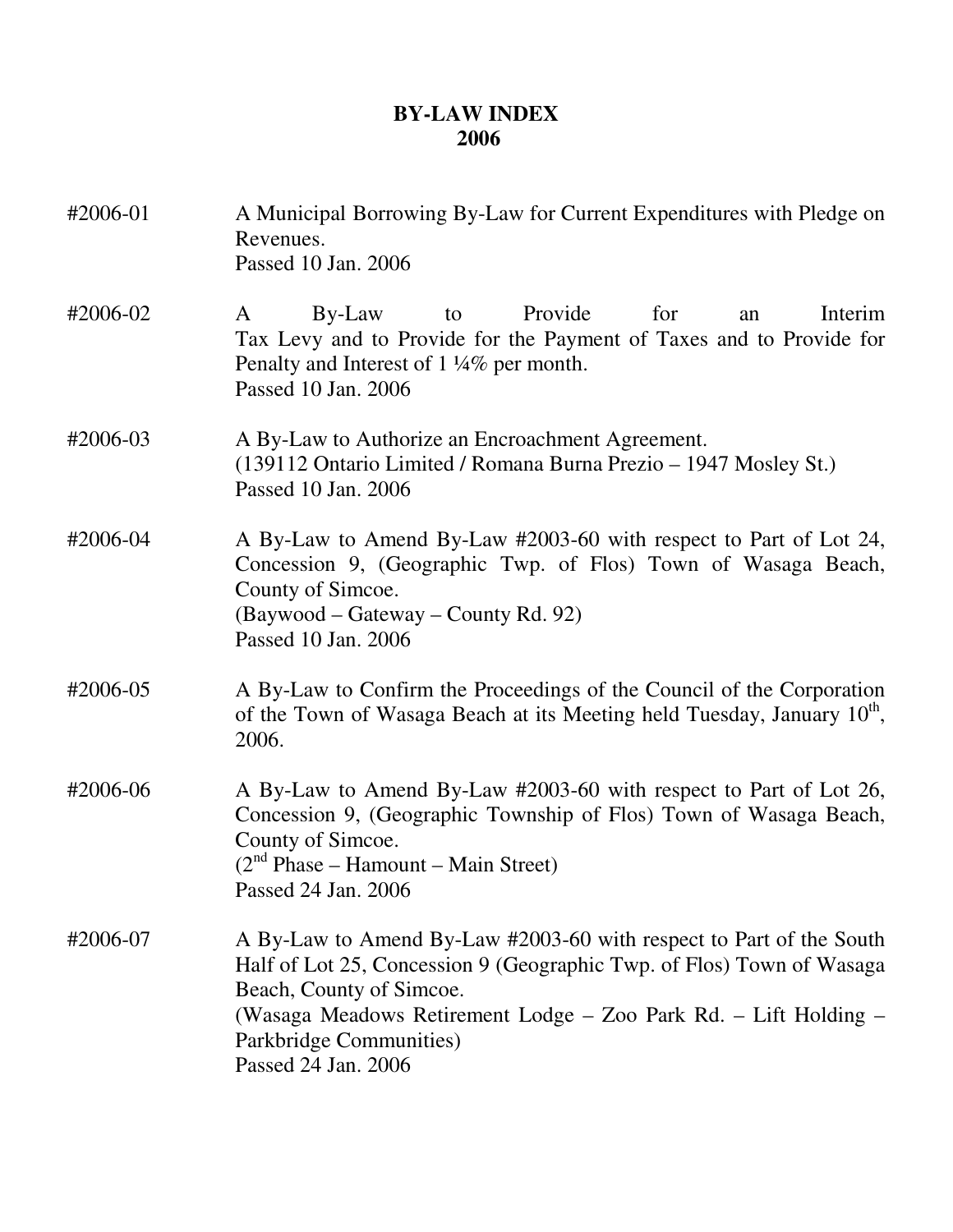# BY-LAW INDEX 2006

**#2006-01** A Municipal Borrowing By-Law for Current Expenditures with Pledge on Revenues.
Passed 10 Jan. 2006

**#2006-02** A By-Law to Provide for an Interim Tax Levy and to Provide for the Payment of Taxes and to Provide for Penalty and Interest of 1 ¼% per month.
Passed 10 Jan. 2006

**#2006-03** A By-Law to Authorize an Encroachment Agreement.
(139112 Ontario Limited / Romana Burna Prezio – 1947 Mosley St.)
Passed 10 Jan. 2006

**#2006-04** A By-Law to Amend By-Law #2003-60 with respect to Part of Lot 24, Concession 9, (Geographic Twp. of Flos) Town of Wasaga Beach, County of Simcoe.
(Baywood – Gateway – County Rd. 92)
Passed 10 Jan. 2006

**#2006-05** A By-Law to Confirm the Proceedings of the Council of the Corporation of the Town of Wasaga Beach at its Meeting held Tuesday, January 10th, 2006.

**#2006-06** A By-Law to Amend By-Law #2003-60 with respect to Part of Lot 26, Concession 9, (Geographic Township of Flos) Town of Wasaga Beach, County of Simcoe.
(2nd Phase – Hamount – Main Street)
Passed 24 Jan. 2006

**#2006-07** A By-Law to Amend By-Law #2003-60 with respect to Part of the South Half of Lot 25, Concession 9 (Geographic Twp. of Flos) Town of Wasaga Beach, County of Simcoe.
(Wasaga Meadows Retirement Lodge – Zoo Park Rd. – Lift Holding – Parkbridge Communities)
Passed 24 Jan. 2006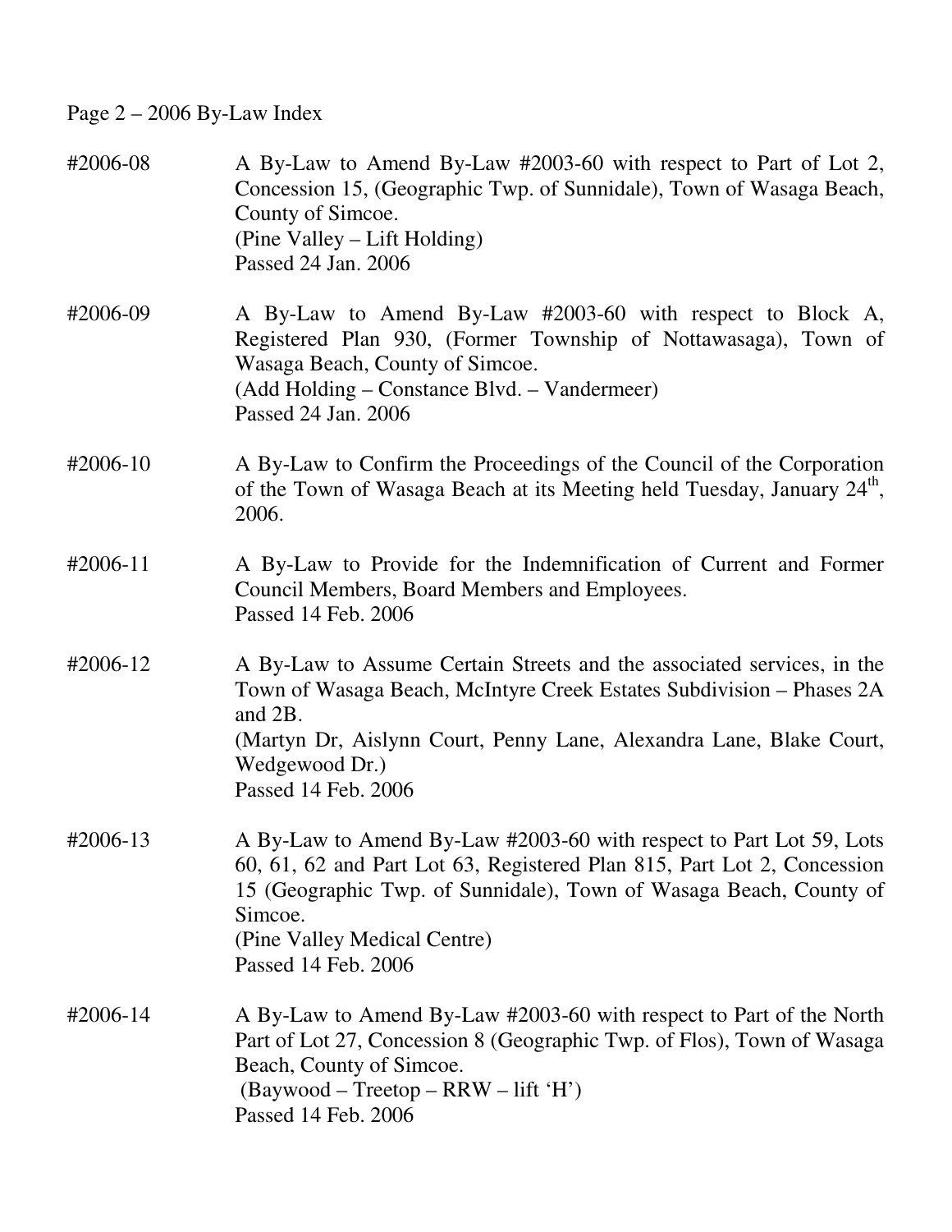Page 2 – 2006 By-Law Index

#2006-08 A By-Law to Amend By-Law #2003-60 with respect to Part of Lot 2, Concession 15, (Geographic Twp. of Sunnidale), Town of Wasaga Beach, County of Simcoe.
(Pine Valley – Lift Holding)
Passed 24 Jan. 2006

#2006-09 A By-Law to Amend By-Law #2003-60 with respect to Block A, Registered Plan 930, (Former Township of Nottawasaga), Town of Wasaga Beach, County of Simcoe.
(Add Holding – Constance Blvd. – Vandermeer)
Passed 24 Jan. 2006

#2006-10 A By-Law to Confirm the Proceedings of the Council of the Corporation of the Town of Wasaga Beach at its Meeting held Tuesday, January 24th, 2006.

#2006-11 A By-Law to Provide for the Indemnification of Current and Former Council Members, Board Members and Employees.
Passed 14 Feb. 2006

#2006-12 A By-Law to Assume Certain Streets and the associated services, in the Town of Wasaga Beach, McIntyre Creek Estates Subdivision – Phases 2A and 2B.
(Martyn Dr, Aislynn Court, Penny Lane, Alexandra Lane, Blake Court, Wedgewood Dr.)
Passed 14 Feb. 2006

#2006-13 A By-Law to Amend By-Law #2003-60 with respect to Part Lot 59, Lots 60, 61, 62 and Part Lot 63, Registered Plan 815, Part Lot 2, Concession 15 (Geographic Twp. of Sunnidale), Town of Wasaga Beach, County of Simcoe.
(Pine Valley Medical Centre)
Passed 14 Feb. 2006

#2006-14 A By-Law to Amend By-Law #2003-60 with respect to Part of the North Part of Lot 27, Concession 8 (Geographic Twp. of Flos), Town of Wasaga Beach, County of Simcoe.
(Baywood – Treetop – RRW – lift 'H')
Passed 14 Feb. 2006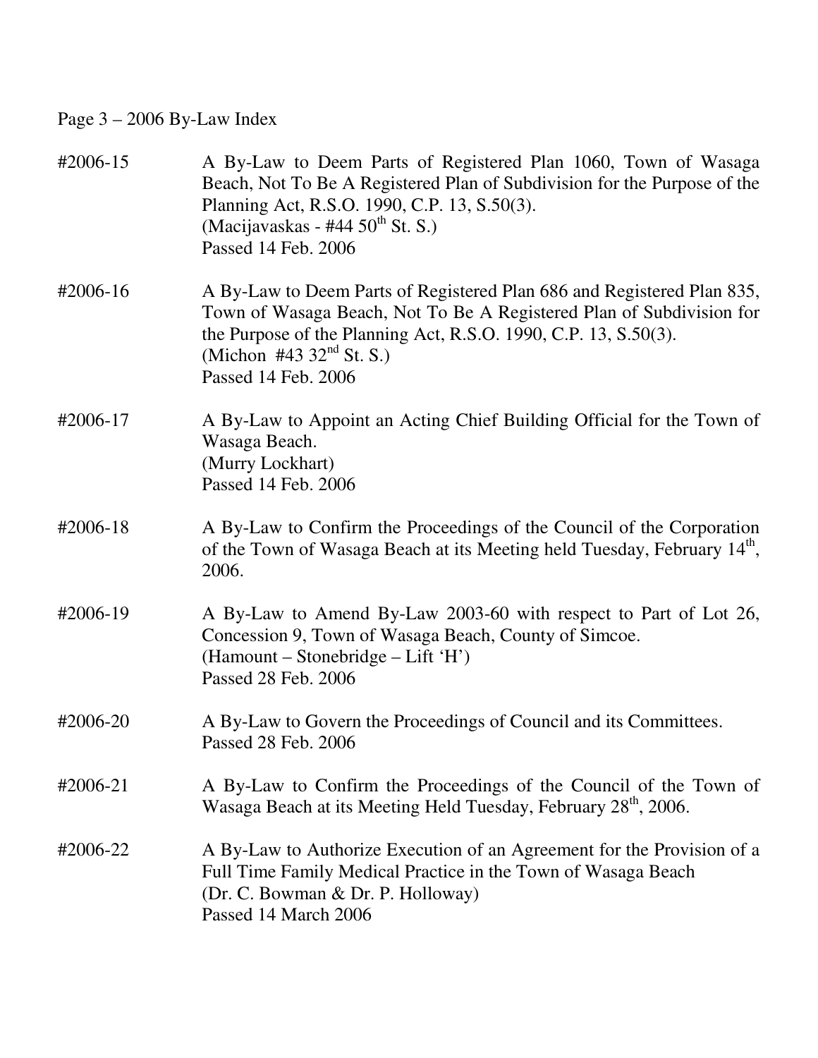Page 3 – 2006 By-Law Index

#2006-15 A By-Law to Deem Parts of Registered Plan 1060, Town of Wasaga Beach, Not To Be A Registered Plan of Subdivision for the Purpose of the Planning Act, R.S.O. 1990, C.P. 13, S.50(3).
(Macijavaskas - #44 50th St. S.)
Passed 14 Feb. 2006

#2006-16 A By-Law to Deem Parts of Registered Plan 686 and Registered Plan 835, Town of Wasaga Beach, Not To Be A Registered Plan of Subdivision for the Purpose of the Planning Act, R.S.O. 1990, C.P. 13, S.50(3).
(Michon #43 32nd St. S.)
Passed 14 Feb. 2006

#2006-17 A By-Law to Appoint an Acting Chief Building Official for the Town of Wasaga Beach.
(Murry Lockhart)
Passed 14 Feb. 2006

#2006-18 A By-Law to Confirm the Proceedings of the Council of the Corporation of the Town of Wasaga Beach at its Meeting held Tuesday, February 14th, 2006.

#2006-19 A By-Law to Amend By-Law 2003-60 with respect to Part of Lot 26, Concession 9, Town of Wasaga Beach, County of Simcoe.
(Hamount – Stonebridge – Lift 'H')
Passed 28 Feb. 2006

#2006-20 A By-Law to Govern the Proceedings of Council and its Committees.
Passed 28 Feb. 2006

#2006-21 A By-Law to Confirm the Proceedings of the Council of the Town of Wasaga Beach at its Meeting Held Tuesday, February 28th, 2006.

#2006-22 A By-Law to Authorize Execution of an Agreement for the Provision of a Full Time Family Medical Practice in the Town of Wasaga Beach
(Dr. C. Bowman & Dr. P. Holloway)
Passed 14 March 2006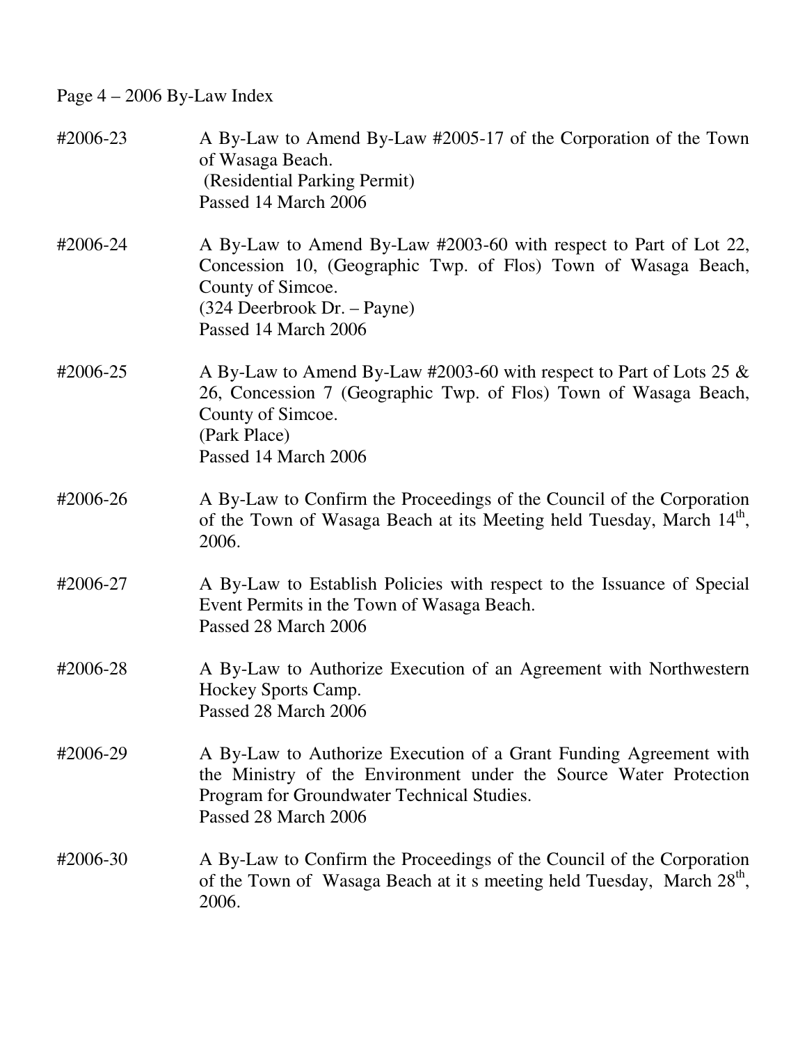Page 4 – 2006 By-Law Index

| | |
|---|---|
| #2006-23 | A By-Law to Amend By-Law #2005-17 of the Corporation of the Town of Wasaga Beach.<br>(Residential Parking Permit)<br>Passed 14 March 2006 |
| #2006-24 | A By-Law to Amend By-Law #2003-60 with respect to Part of Lot 22, Concession 10, (Geographic Twp. of Flos) Town of Wasaga Beach, County of Simcoe.<br>(324 Deerbrook Dr. – Payne)<br>Passed 14 March 2006 |
| #2006-25 | A By-Law to Amend By-Law #2003-60 with respect to Part of Lots 25 & 26, Concession 7 (Geographic Twp. of Flos) Town of Wasaga Beach, County of Simcoe.<br>(Park Place)<br>Passed 14 March 2006 |
| #2006-26 | A By-Law to Confirm the Proceedings of the Council of the Corporation of the Town of Wasaga Beach at its Meeting held Tuesday, March 14th, 2006. |
| #2006-27 | A By-Law to Establish Policies with respect to the Issuance of Special Event Permits in the Town of Wasaga Beach.<br>Passed 28 March 2006 |
| #2006-28 | A By-Law to Authorize Execution of an Agreement with Northwestern Hockey Sports Camp.<br>Passed 28 March 2006 |
| #2006-29 | A By-Law to Authorize Execution of a Grant Funding Agreement with the Ministry of the Environment under the Source Water Protection Program for Groundwater Technical Studies.<br>Passed 28 March 2006 |
| #2006-30 | A By-Law to Confirm the Proceedings of the Council of the Corporation of the Town of Wasaga Beach at it s meeting held Tuesday, March 28th, 2006. |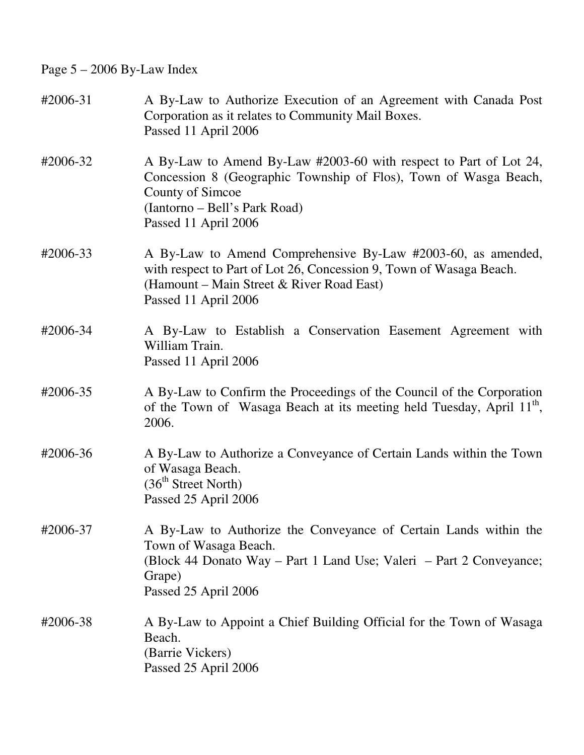**#2006-31** A By-Law to Authorize Execution of an Agreement with Canada Post Corporation as it relates to Community Mail Boxes.
Passed 11 April 2006

**#2006-32** A By-Law to Amend By-Law #2003-60 with respect to Part of Lot 24, Concession 8 (Geographic Township of Flos), Town of Wasaga Beach, County of Simcoe
(Iantorno – Bell's Park Road)
Passed 11 April 2006

**#2006-33** A By-Law to Amend Comprehensive By-Law #2003-60, as amended, with respect to Part of Lot 26, Concession 9, Town of Wasaga Beach.
(Hamount – Main Street & River Road East)
Passed 11 April 2006

**#2006-34** A By-Law to Establish a Conservation Easement Agreement with William Train.
Passed 11 April 2006

**#2006-35** A By-Law to Confirm the Proceedings of the Council of the Corporation of the Town of Wasaga Beach at its meeting held Tuesday, April 11th, 2006.

**#2006-36** A By-Law to Authorize a Conveyance of Certain Lands within the Town of Wasaga Beach.
(36th Street North)
Passed 25 April 2006

**#2006-37** A By-Law to Authorize the Conveyance of Certain Lands within the Town of Wasaga Beach.
(Block 44 Donato Way – Part 1 Land Use; Valeri – Part 2 Conveyance; Grape)
Passed 25 April 2006

**#2006-38** A By-Law to Appoint a Chief Building Official for the Town of Wasaga Beach.
(Barrie Vickers)
Passed 25 April 2006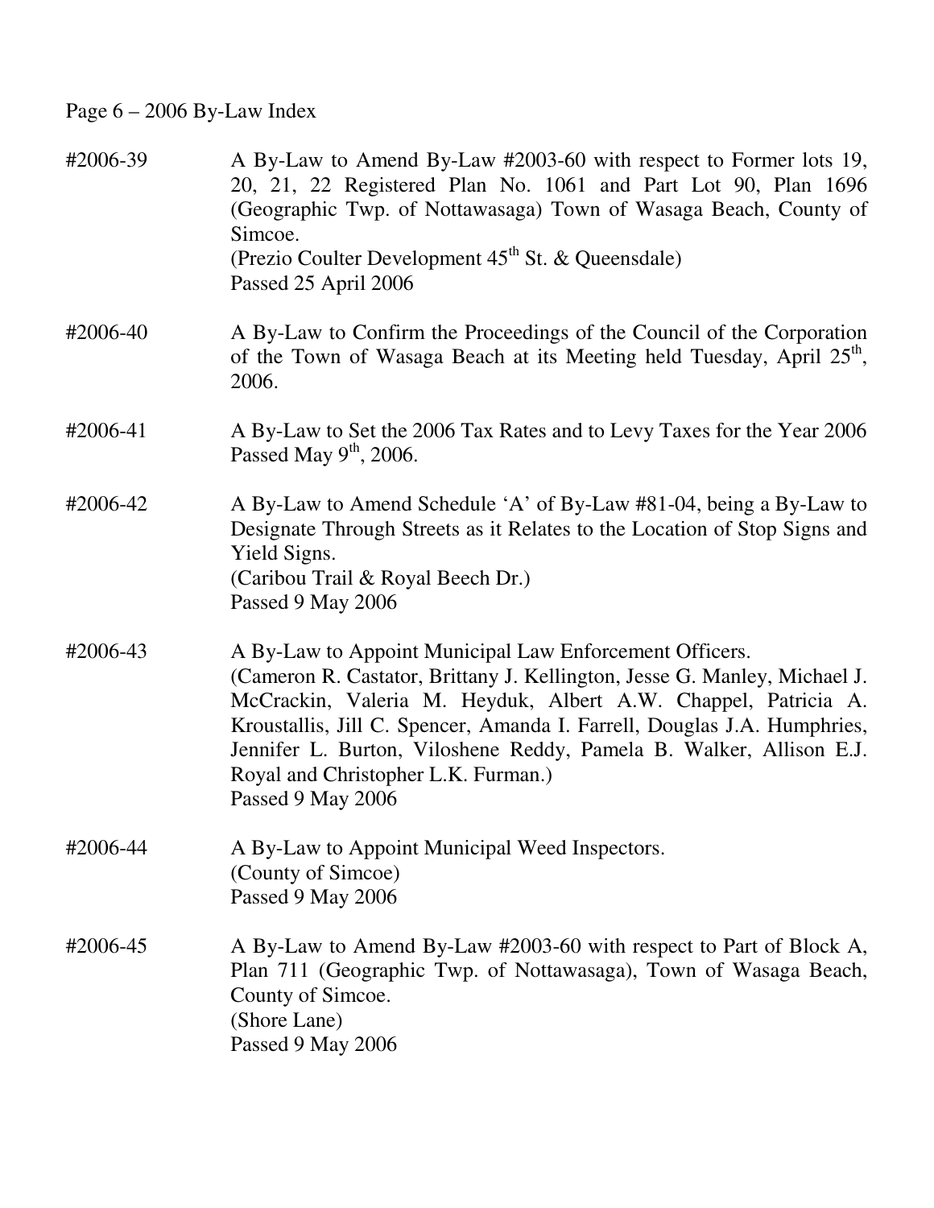Page 6 – 2006 By-Law Index

**#2006-39** A By-Law to Amend By-Law #2003-60 with respect to Former lots 19, 20, 21, 22 Registered Plan No. 1061 and Part Lot 90, Plan 1696 (Geographic Twp. of Nottawasaga) Town of Wasaga Beach, County of Simcoe.
(Prezio Coulter Development 45th St. & Queensdale)
Passed 25 April 2006

**#2006-40** A By-Law to Confirm the Proceedings of the Council of the Corporation of the Town of Wasaga Beach at its Meeting held Tuesday, April 25th, 2006.

**#2006-41** A By-Law to Set the 2006 Tax Rates and to Levy Taxes for the Year 2006
Passed May 9th, 2006.

**#2006-42** A By-Law to Amend Schedule 'A' of By-Law #81-04, being a By-Law to Designate Through Streets as it Relates to the Location of Stop Signs and Yield Signs.
(Caribou Trail & Royal Beech Dr.)
Passed 9 May 2006

**#2006-43** A By-Law to Appoint Municipal Law Enforcement Officers.
(Cameron R. Castator, Brittany J. Kellington, Jesse G. Manley, Michael J. McCrackin, Valeria M. Heyduk, Albert A.W. Chappel, Patricia A. Kroustallis, Jill C. Spencer, Amanda I. Farrell, Douglas J.A. Humphries, Jennifer L. Burton, Viloshene Reddy, Pamela B. Walker, Allison E.J. Royal and Christopher L.K. Furman.)
Passed 9 May 2006

**#2006-44** A By-Law to Appoint Municipal Weed Inspectors.
(County of Simcoe)
Passed 9 May 2006

**#2006-45** A By-Law to Amend By-Law #2003-60 with respect to Part of Block A, Plan 711 (Geographic Twp. of Nottawasaga), Town of Wasaga Beach, County of Simcoe.
(Shore Lane)
Passed 9 May 2006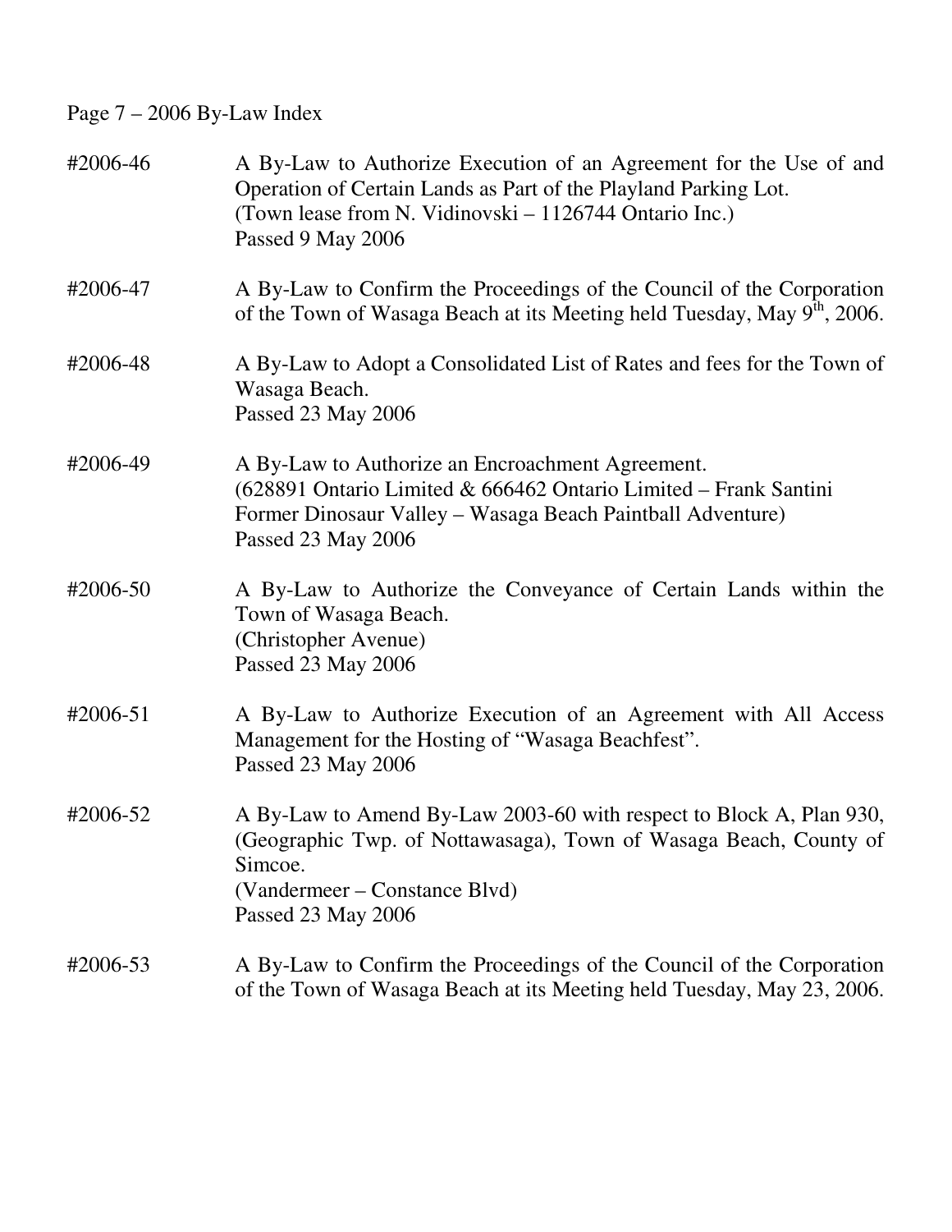Page 7 – 2006 By-Law Index

#2006-46 A By-Law to Authorize Execution of an Agreement for the Use of and Operation of Certain Lands as Part of the Playland Parking Lot.
(Town lease from N. Vidinovski – 1126744 Ontario Inc.)
Passed 9 May 2006

#2006-47 A By-Law to Confirm the Proceedings of the Council of the Corporation of the Town of Wasaga Beach at its Meeting held Tuesday, May 9th, 2006.

#2006-48 A By-Law to Adopt a Consolidated List of Rates and fees for the Town of Wasaga Beach.
Passed 23 May 2006

#2006-49 A By-Law to Authorize an Encroachment Agreement.
(628891 Ontario Limited & 666462 Ontario Limited – Frank Santini Former Dinosaur Valley – Wasaga Beach Paintball Adventure)
Passed 23 May 2006

#2006-50 A By-Law to Authorize the Conveyance of Certain Lands within the Town of Wasaga Beach.
(Christopher Avenue)
Passed 23 May 2006

#2006-51 A By-Law to Authorize Execution of an Agreement with All Access Management for the Hosting of "Wasaga Beachfest".
Passed 23 May 2006

#2006-52 A By-Law to Amend By-Law 2003-60 with respect to Block A, Plan 930, (Geographic Twp. of Nottawasaga), Town of Wasaga Beach, County of Simcoe.
(Vandermeer – Constance Blvd)
Passed 23 May 2006

#2006-53 A By-Law to Confirm the Proceedings of the Council of the Corporation of the Town of Wasaga Beach at its Meeting held Tuesday, May 23, 2006.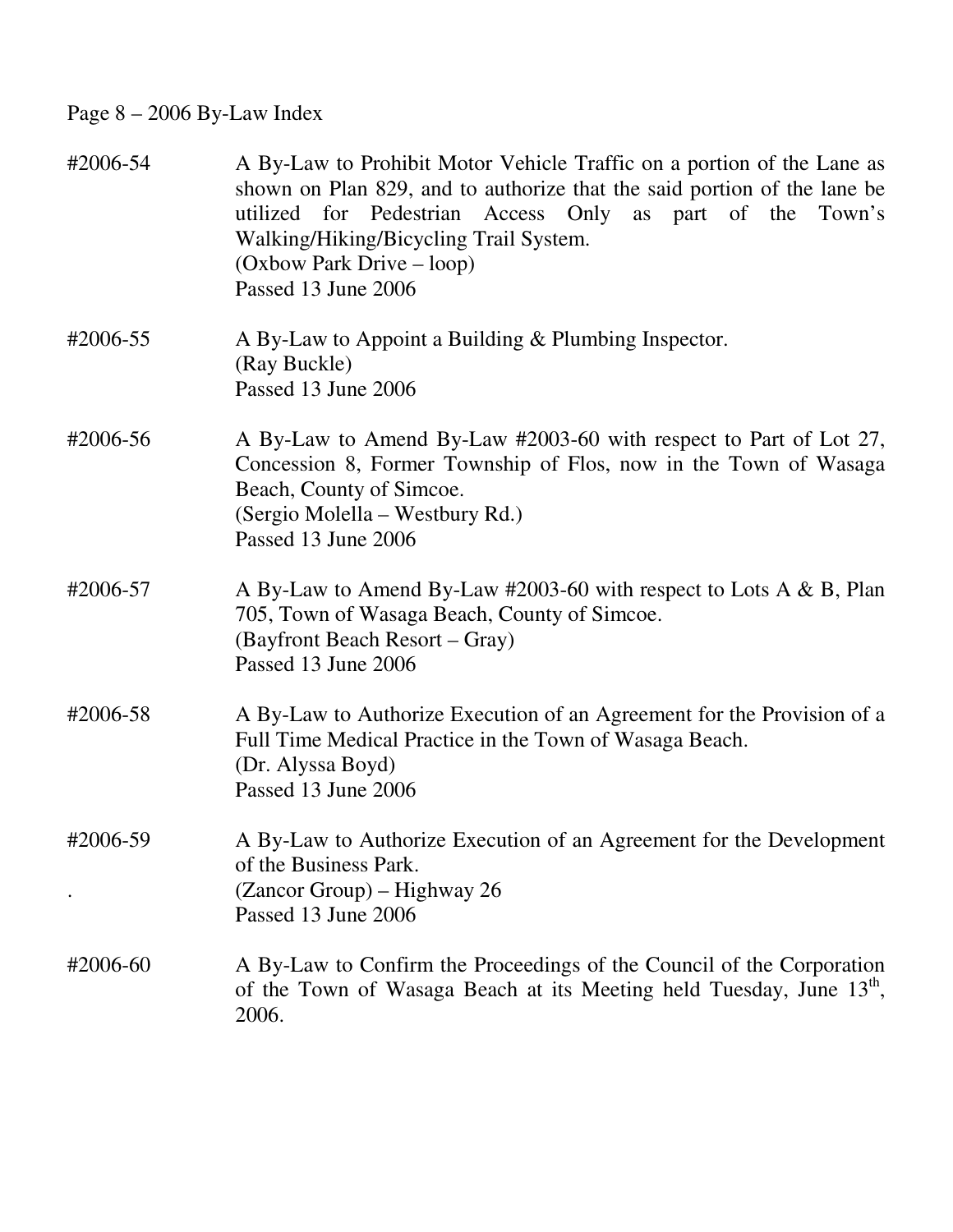Page 8 – 2006 By-Law Index

#2006-54 A By-Law to Prohibit Motor Vehicle Traffic on a portion of the Lane as shown on Plan 829, and to authorize that the said portion of the lane be utilized for Pedestrian Access Only as part of the Town's Walking/Hiking/Bicycling Trail System.
(Oxbow Park Drive – loop)
Passed 13 June 2006

#2006-55 A By-Law to Appoint a Building & Plumbing Inspector.
(Ray Buckle)
Passed 13 June 2006

#2006-56 A By-Law to Amend By-Law #2003-60 with respect to Part of Lot 27, Concession 8, Former Township of Flos, now in the Town of Wasaga Beach, County of Simcoe.
(Sergio Molella – Westbury Rd.)
Passed 13 June 2006

#2006-57 A By-Law to Amend By-Law #2003-60 with respect to Lots A & B, Plan 705, Town of Wasaga Beach, County of Simcoe.
(Bayfront Beach Resort – Gray)
Passed 13 June 2006

#2006-58 A By-Law to Authorize Execution of an Agreement for the Provision of a Full Time Medical Practice in the Town of Wasaga Beach.
(Dr. Alyssa Boyd)
Passed 13 June 2006

#2006-59 A By-Law to Authorize Execution of an Agreement for the Development of the Business Park.
(Zancor Group) – Highway 26
Passed 13 June 2006

#2006-60 A By-Law to Confirm the Proceedings of the Council of the Corporation of the Town of Wasaga Beach at its Meeting held Tuesday, June 13th, 2006.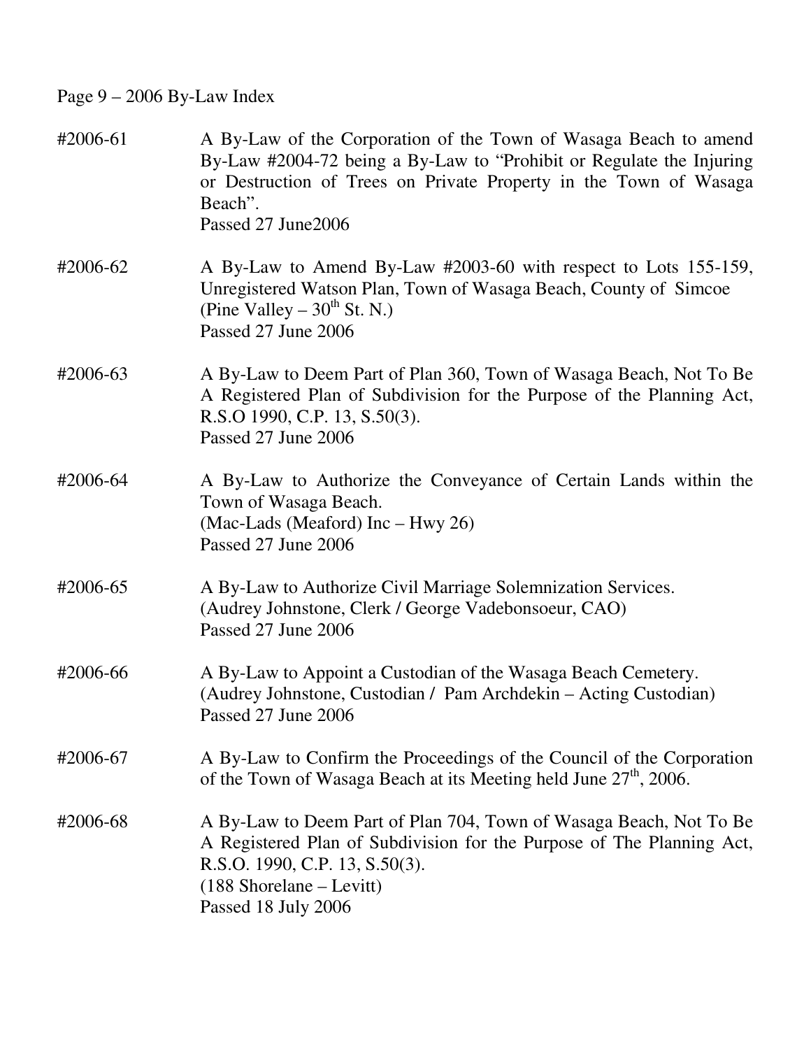Page 9 – 2006 By-Law Index

#2006-61 A By-Law of the Corporation of the Town of Wasaga Beach to amend By-Law #2004-72 being a By-Law to "Prohibit or Regulate the Injuring or Destruction of Trees on Private Property in the Town of Wasaga Beach".
Passed 27 June2006

#2006-62 A By-Law to Amend By-Law #2003-60 with respect to Lots 155-159, Unregistered Watson Plan, Town of Wasaga Beach, County of Simcoe
(Pine Valley – 30th St. N.)
Passed 27 June 2006

#2006-63 A By-Law to Deem Part of Plan 360, Town of Wasaga Beach, Not To Be A Registered Plan of Subdivision for the Purpose of the Planning Act, R.S.O 1990, C.P. 13, S.50(3).
Passed 27 June 2006

#2006-64 A By-Law to Authorize the Conveyance of Certain Lands within the Town of Wasaga Beach.
(Mac-Lads (Meaford) Inc – Hwy 26)
Passed 27 June 2006

#2006-65 A By-Law to Authorize Civil Marriage Solemnization Services.
(Audrey Johnstone, Clerk / George Vadebonsoeur, CAO)
Passed 27 June 2006

#2006-66 A By-Law to Appoint a Custodian of the Wasaga Beach Cemetery.
(Audrey Johnstone, Custodian / Pam Archdekin – Acting Custodian)
Passed 27 June 2006

#2006-67 A By-Law to Confirm the Proceedings of the Council of the Corporation of the Town of Wasaga Beach at its Meeting held June 27th, 2006.

#2006-68 A By-Law to Deem Part of Plan 704, Town of Wasaga Beach, Not To Be A Registered Plan of Subdivision for the Purpose of The Planning Act, R.S.O. 1990, C.P. 13, S.50(3).
(188 Shorelane – Levitt)
Passed 18 July 2006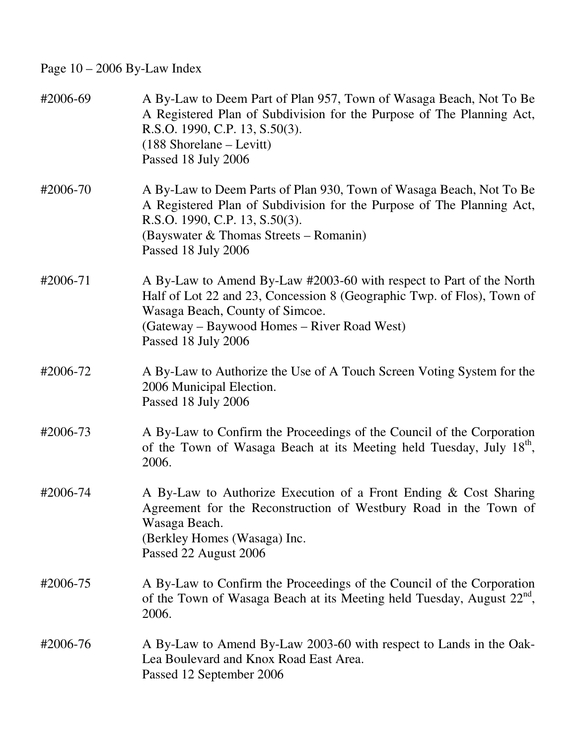Page 10 – 2006 By-Law Index

| | |
|---|---|
| #2006-69 | A By-Law to Deem Part of Plan 957, Town of Wasaga Beach, Not To Be A Registered Plan of Subdivision for the Purpose of The Planning Act, R.S.O. 1990, C.P. 13, S.50(3).<br>(188 Shorelane – Levitt)<br>Passed 18 July 2006 |
| #2006-70 | A By-Law to Deem Parts of Plan 930, Town of Wasaga Beach, Not To Be A Registered Plan of Subdivision for the Purpose of The Planning Act, R.S.O. 1990, C.P. 13, S.50(3).<br>(Bayswater & Thomas Streets – Romanin)<br>Passed 18 July 2006 |
| #2006-71 | A By-Law to Amend By-Law #2003-60 with respect to Part of the North Half of Lot 22 and 23, Concession 8 (Geographic Twp. of Flos), Town of Wasaga Beach, County of Simcoe.<br>(Gateway – Baywood Homes – River Road West)<br>Passed 18 July 2006 |
| #2006-72 | A By-Law to Authorize the Use of A Touch Screen Voting System for the 2006 Municipal Election.<br>Passed 18 July 2006 |
| #2006-73 | A By-Law to Confirm the Proceedings of the Council of the Corporation of the Town of Wasaga Beach at its Meeting held Tuesday, July 18th, 2006. |
| #2006-74 | A By-Law to Authorize Execution of a Front Ending & Cost Sharing Agreement for the Reconstruction of Westbury Road in the Town of Wasaga Beach.<br>(Berkley Homes (Wasaga) Inc.<br>Passed 22 August 2006 |
| #2006-75 | A By-Law to Confirm the Proceedings of the Council of the Corporation of the Town of Wasaga Beach at its Meeting held Tuesday, August 22nd, 2006. |
| #2006-76 | A By-Law to Amend By-Law 2003-60 with respect to Lands in the Oak-Lea Boulevard and Knox Road East Area.<br>Passed 12 September 2006 |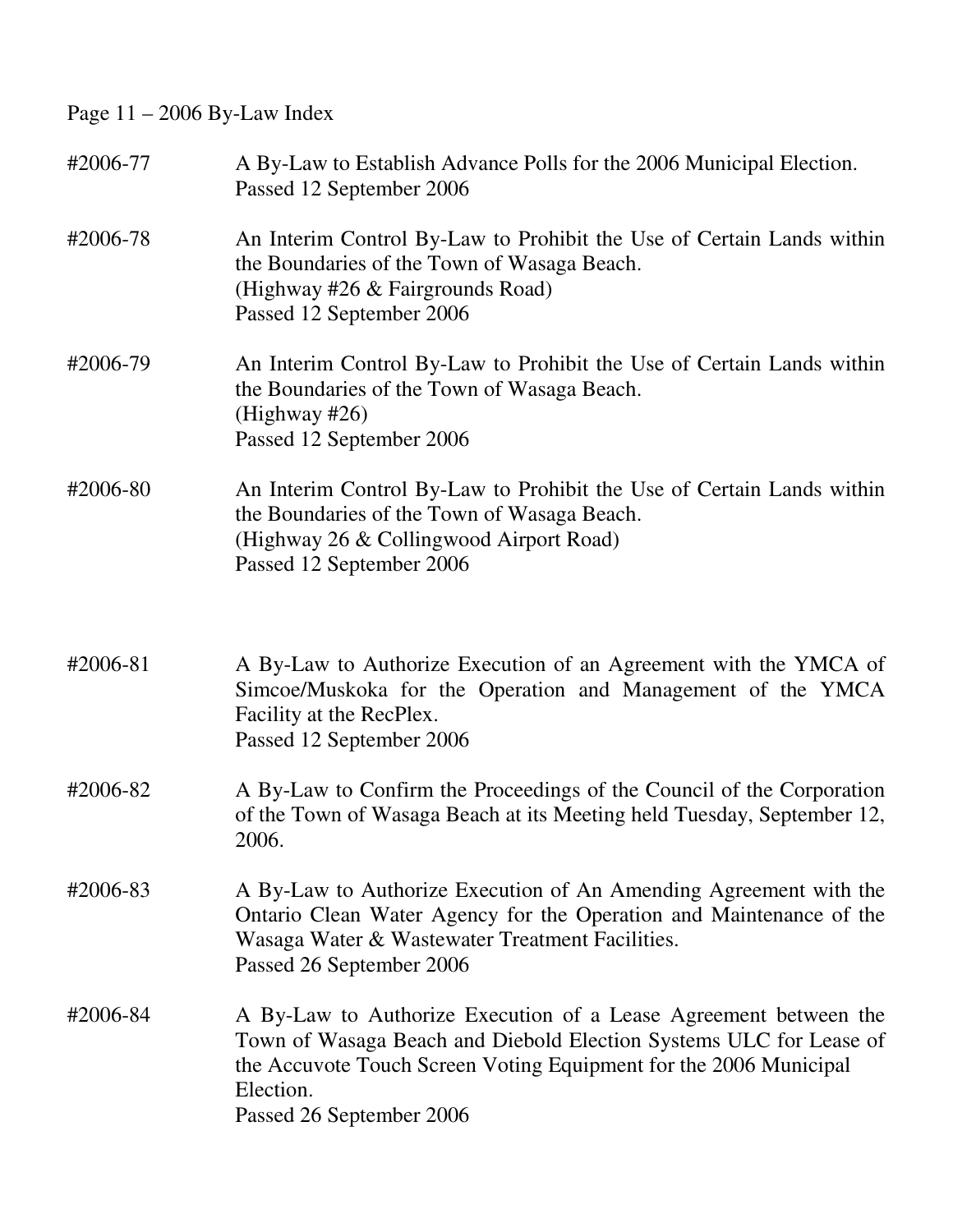Page 11 – 2006 By-Law Index

#2006-77 A By-Law to Establish Advance Polls for the 2006 Municipal Election.
Passed 12 September 2006

#2006-78 An Interim Control By-Law to Prohibit the Use of Certain Lands within the Boundaries of the Town of Wasaga Beach.
(Highway #26 & Fairgrounds Road)
Passed 12 September 2006

#2006-79 An Interim Control By-Law to Prohibit the Use of Certain Lands within the Boundaries of the Town of Wasaga Beach.
(Highway #26)
Passed 12 September 2006

#2006-80 An Interim Control By-Law to Prohibit the Use of Certain Lands within the Boundaries of the Town of Wasaga Beach.
(Highway 26 & Collingwood Airport Road)
Passed 12 September 2006

#2006-81 A By-Law to Authorize Execution of an Agreement with the YMCA of Simcoe/Muskoka for the Operation and Management of the YMCA Facility at the RecPlex.
Passed 12 September 2006

#2006-82 A By-Law to Confirm the Proceedings of the Council of the Corporation of the Town of Wasaga Beach at its Meeting held Tuesday, September 12, 2006.

#2006-83 A By-Law to Authorize Execution of An Amending Agreement with the Ontario Clean Water Agency for the Operation and Maintenance of the Wasaga Water & Wastewater Treatment Facilities.
Passed 26 September 2006

#2006-84 A By-Law to Authorize Execution of a Lease Agreement between the Town of Wasaga Beach and Diebold Election Systems ULC for Lease of the Accuvote Touch Screen Voting Equipment for the 2006 Municipal Election.
Passed 26 September 2006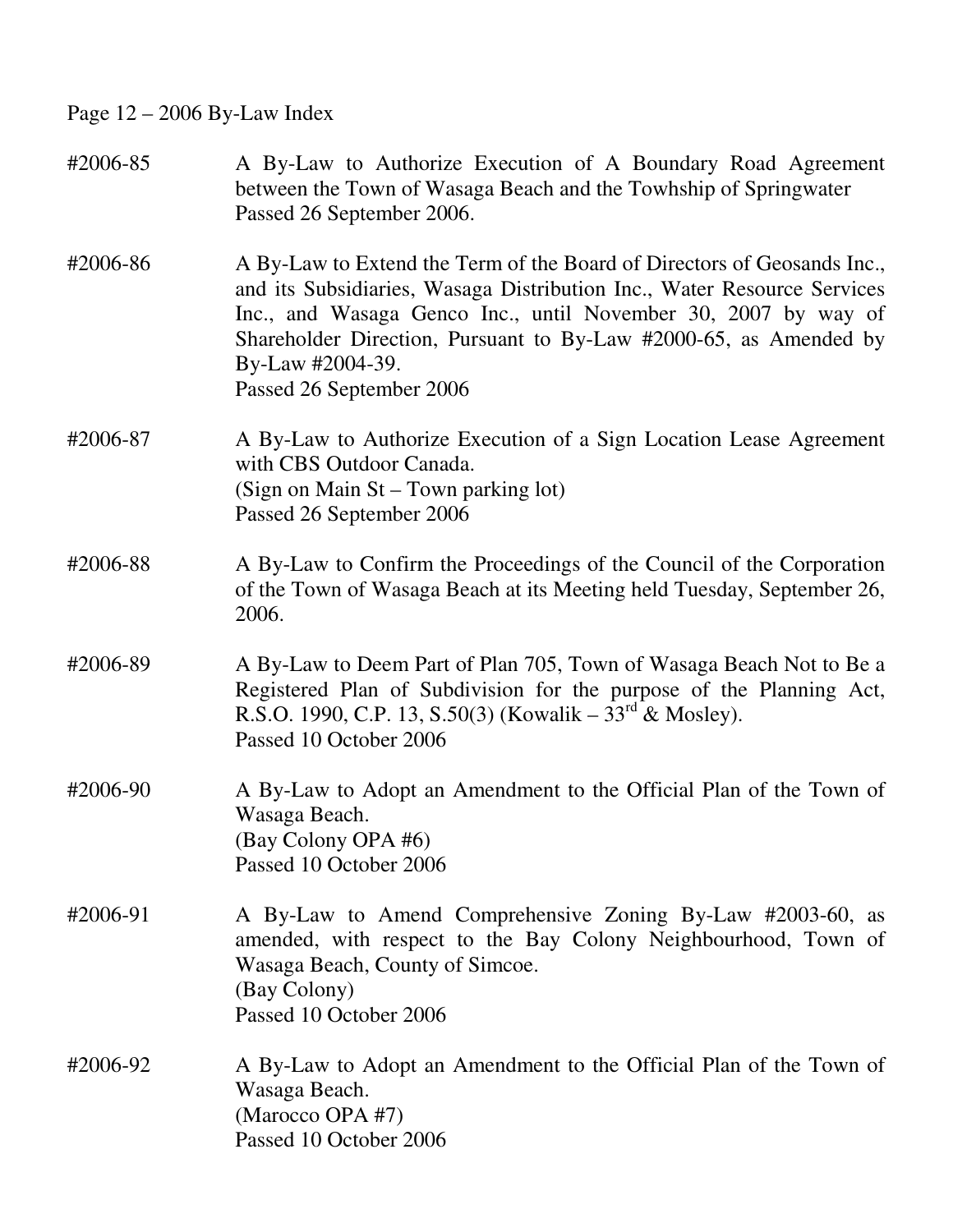Page 12 – 2006 By-Law Index

| | |
|---|---|
| #2006-85 | A By-Law to Authorize Execution of A Boundary Road Agreement between the Town of Wasaga Beach and the Towhship of Springwater<br>Passed 26 September 2006. |
| #2006-86 | A By-Law to Extend the Term of the Board of Directors of Geosands Inc., and its Subsidiaries, Wasaga Distribution Inc., Water Resource Services Inc., and Wasaga Genco Inc., until November 30, 2007 by way of Shareholder Direction, Pursuant to By-Law #2000-65, as Amended by By-Law #2004-39.<br>Passed 26 September 2006 |
| #2006-87 | A By-Law to Authorize Execution of a Sign Location Lease Agreement with CBS Outdoor Canada.<br>(Sign on Main St – Town parking lot)<br>Passed 26 September 2006 |
| #2006-88 | A By-Law to Confirm the Proceedings of the Council of the Corporation of the Town of Wasaga Beach at its Meeting held Tuesday, September 26, 2006. |
| #2006-89 | A By-Law to Deem Part of Plan 705, Town of Wasaga Beach Not to Be a Registered Plan of Subdivision for the purpose of the Planning Act, R.S.O. 1990, C.P. 13, S.50(3) (Kowalik – 33rd & Mosley).<br>Passed 10 October 2006 |
| #2006-90 | A By-Law to Adopt an Amendment to the Official Plan of the Town of Wasaga Beach.<br>(Bay Colony OPA #6)<br>Passed 10 October 2006 |
| #2006-91 | A By-Law to Amend Comprehensive Zoning By-Law #2003-60, as amended, with respect to the Bay Colony Neighbourhood, Town of Wasaga Beach, County of Simcoe.<br>(Bay Colony)<br>Passed 10 October 2006 |
| #2006-92 | A By-Law to Adopt an Amendment to the Official Plan of the Town of Wasaga Beach.<br>(Marocco OPA #7)<br>Passed 10 October 2006 |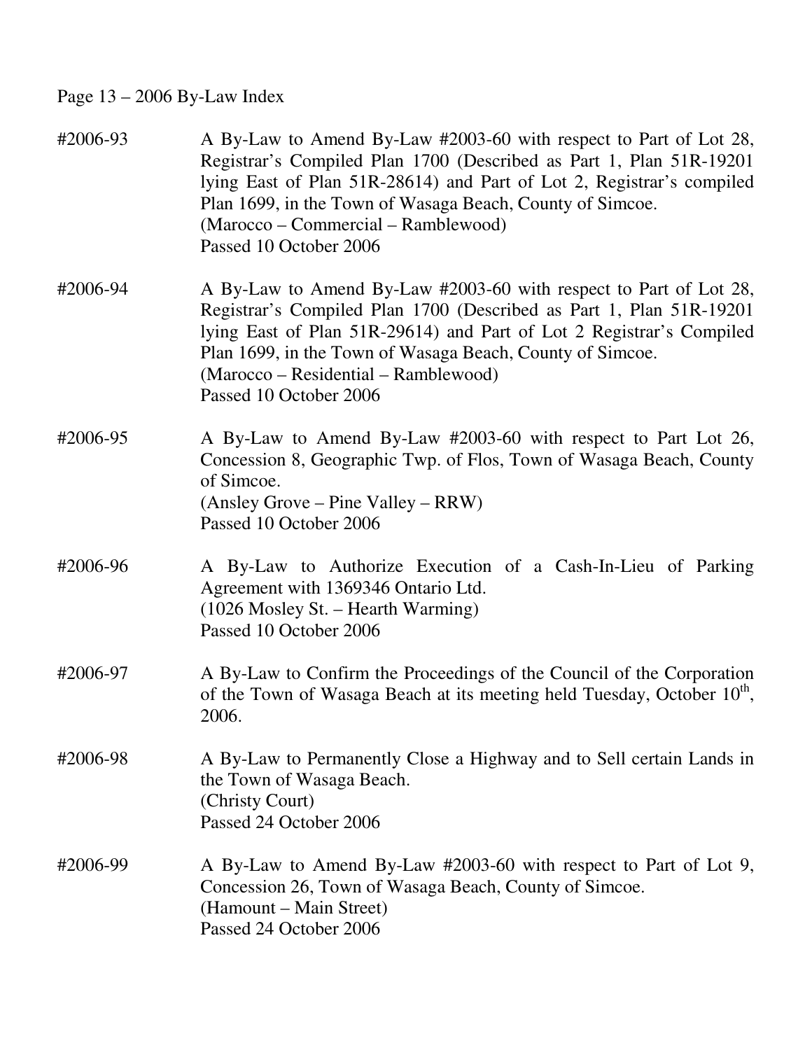Page 13 – 2006 By-Law Index

#2006-93 A By-Law to Amend By-Law #2003-60 with respect to Part of Lot 28, Registrar's Compiled Plan 1700 (Described as Part 1, Plan 51R-19201 lying East of Plan 51R-28614) and Part of Lot 2, Registrar's compiled Plan 1699, in the Town of Wasaga Beach, County of Simcoe.
(Marocco – Commercial – Ramblewood)
Passed 10 October 2006

#2006-94 A By-Law to Amend By-Law #2003-60 with respect to Part of Lot 28, Registrar's Compiled Plan 1700 (Described as Part 1, Plan 51R-19201 lying East of Plan 51R-29614) and Part of Lot 2 Registrar's Compiled Plan 1699, in the Town of Wasaga Beach, County of Simcoe.
(Marocco – Residential – Ramblewood)
Passed 10 October 2006

#2006-95 A By-Law to Amend By-Law #2003-60 with respect to Part Lot 26, Concession 8, Geographic Twp. of Flos, Town of Wasaga Beach, County of Simcoe.
(Ansley Grove – Pine Valley – RRW)
Passed 10 October 2006

#2006-96 A By-Law to Authorize Execution of a Cash-In-Lieu of Parking Agreement with 1369346 Ontario Ltd.
(1026 Mosley St. – Hearth Warming)
Passed 10 October 2006

#2006-97 A By-Law to Confirm the Proceedings of the Council of the Corporation of the Town of Wasaga Beach at its meeting held Tuesday, October 10th, 2006.

#2006-98 A By-Law to Permanently Close a Highway and to Sell certain Lands in the Town of Wasaga Beach.
(Christy Court)
Passed 24 October 2006

#2006-99 A By-Law to Amend By-Law #2003-60 with respect to Part of Lot 9, Concession 26, Town of Wasaga Beach, County of Simcoe.
(Hamount – Main Street)
Passed 24 October 2006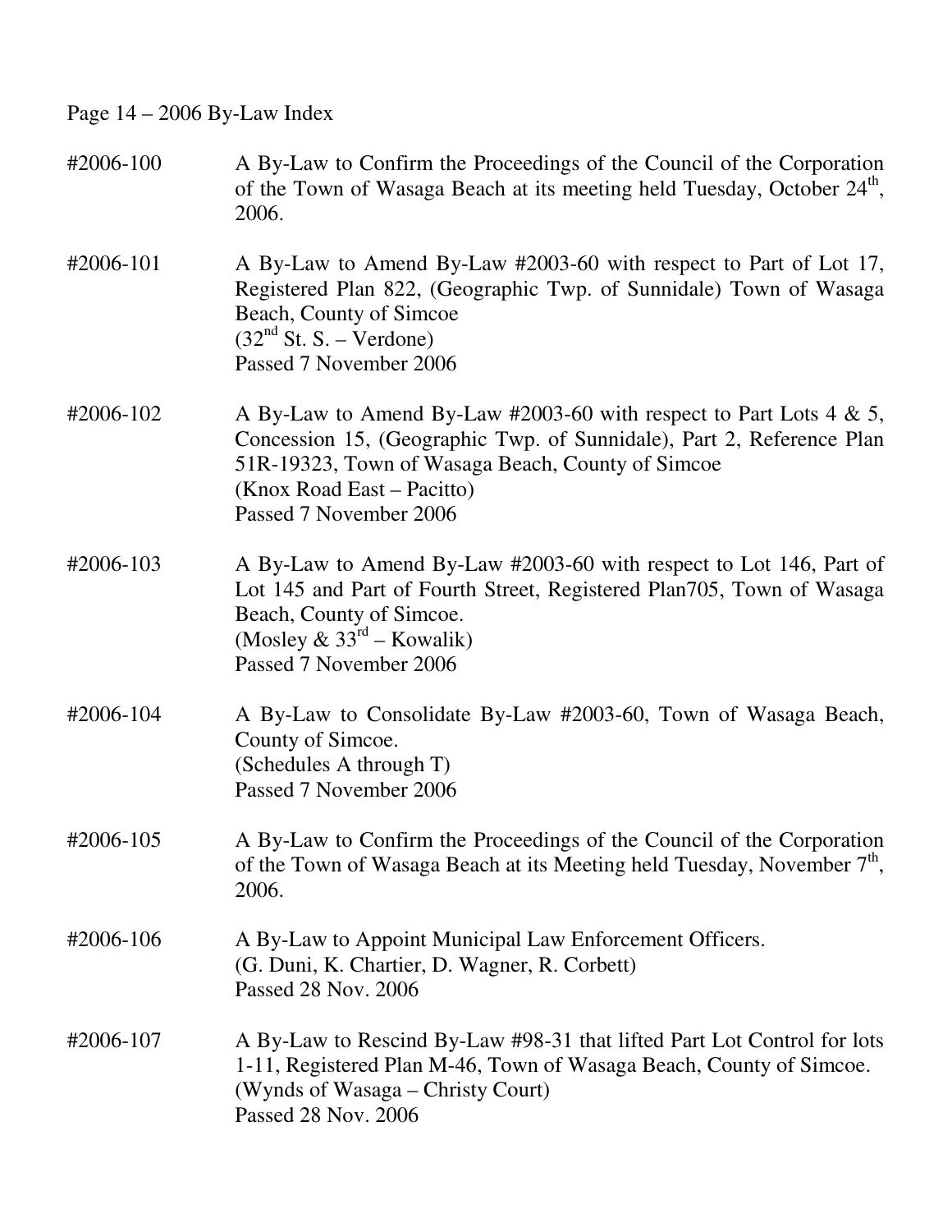Page 14 – 2006 By-Law Index

#2006-100 A By-Law to Confirm the Proceedings of the Council of the Corporation of the Town of Wasaga Beach at its meeting held Tuesday, October 24th, 2006.

#2006-101 A By-Law to Amend By-Law #2003-60 with respect to Part of Lot 17, Registered Plan 822, (Geographic Twp. of Sunnidale) Town of Wasaga Beach, County of Simcoe
(32nd St. S. – Verdone)
Passed 7 November 2006

#2006-102 A By-Law to Amend By-Law #2003-60 with respect to Part Lots 4 & 5, Concession 15, (Geographic Twp. of Sunnidale), Part 2, Reference Plan 51R-19323, Town of Wasaga Beach, County of Simcoe
(Knox Road East – Pacitto)
Passed 7 November 2006

#2006-103 A By-Law to Amend By-Law #2003-60 with respect to Lot 146, Part of Lot 145 and Part of Fourth Street, Registered Plan705, Town of Wasaga Beach, County of Simcoe.
(Mosley & 33rd – Kowalik)
Passed 7 November 2006

#2006-104 A By-Law to Consolidate By-Law #2003-60, Town of Wasaga Beach, County of Simcoe.
(Schedules A through T)
Passed 7 November 2006

#2006-105 A By-Law to Confirm the Proceedings of the Council of the Corporation of the Town of Wasaga Beach at its Meeting held Tuesday, November 7th, 2006.

#2006-106 A By-Law to Appoint Municipal Law Enforcement Officers.
(G. Duni, K. Chartier, D. Wagner, R. Corbett)
Passed 28 Nov. 2006

#2006-107 A By-Law to Rescind By-Law #98-31 that lifted Part Lot Control for lots 1-11, Registered Plan M-46, Town of Wasaga Beach, County of Simcoe.
(Wynds of Wasaga – Christy Court)
Passed 28 Nov. 2006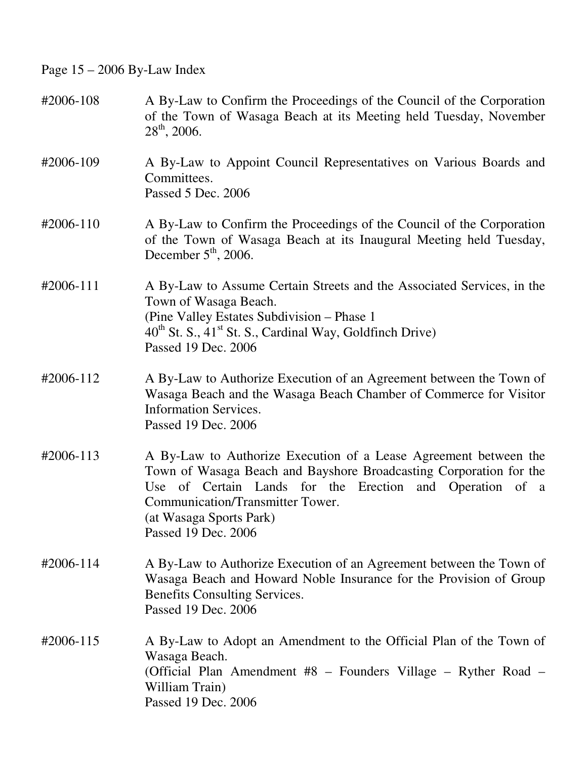Page 15 – 2006 By-Law Index

#2006-108 A By-Law to Confirm the Proceedings of the Council of the Corporation of the Town of Wasaga Beach at its Meeting held Tuesday, November 28th, 2006.

#2006-109 A By-Law to Appoint Council Representatives on Various Boards and Committees.
Passed 5 Dec. 2006

#2006-110 A By-Law to Confirm the Proceedings of the Council of the Corporation of the Town of Wasaga Beach at its Inaugural Meeting held Tuesday, December 5th, 2006.

#2006-111 A By-Law to Assume Certain Streets and the Associated Services, in the Town of Wasaga Beach.
(Pine Valley Estates Subdivision – Phase 1
40th St. S., 41st St. S., Cardinal Way, Goldfinch Drive)
Passed 19 Dec. 2006

#2006-112 A By-Law to Authorize Execution of an Agreement between the Town of Wasaga Beach and the Wasaga Beach Chamber of Commerce for Visitor Information Services.
Passed 19 Dec. 2006

#2006-113 A By-Law to Authorize Execution of a Lease Agreement between the Town of Wasaga Beach and Bayshore Broadcasting Corporation for the Use of Certain Lands for the Erection and Operation of a Communication/Transmitter Tower.
(at Wasaga Sports Park)
Passed 19 Dec. 2006

#2006-114 A By-Law to Authorize Execution of an Agreement between the Town of Wasaga Beach and Howard Noble Insurance for the Provision of Group Benefits Consulting Services.
Passed 19 Dec. 2006

#2006-115 A By-Law to Adopt an Amendment to the Official Plan of the Town of Wasaga Beach.
(Official Plan Amendment #8 – Founders Village – Ryther Road – William Train)
Passed 19 Dec. 2006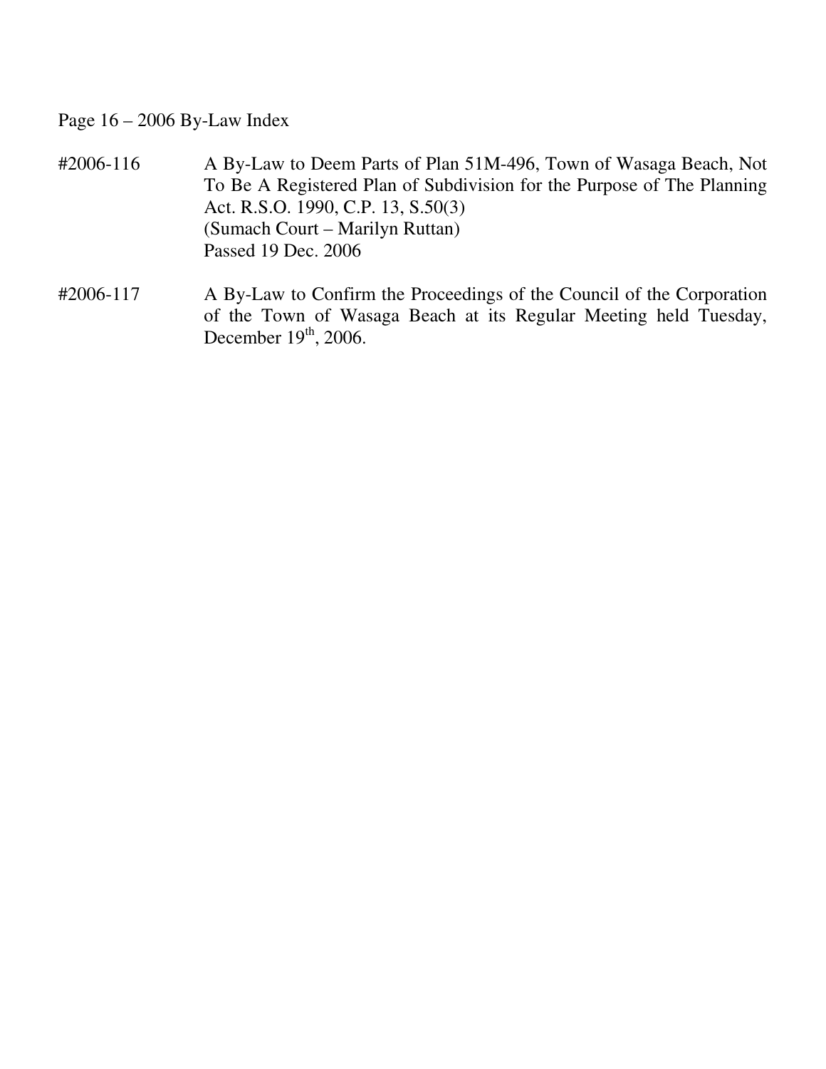Page 16 – 2006 By-Law Index

#2006-116 A By-Law to Deem Parts of Plan 51M-496, Town of Wasaga Beach, Not To Be A Registered Plan of Subdivision for the Purpose of The Planning Act. R.S.O. 1990, C.P. 13, S.50(3)
(Sumach Court – Marilyn Ruttan)
Passed 19 Dec. 2006

#2006-117 A By-Law to Confirm the Proceedings of the Council of the Corporation of the Town of Wasaga Beach at its Regular Meeting held Tuesday, December 19th, 2006.